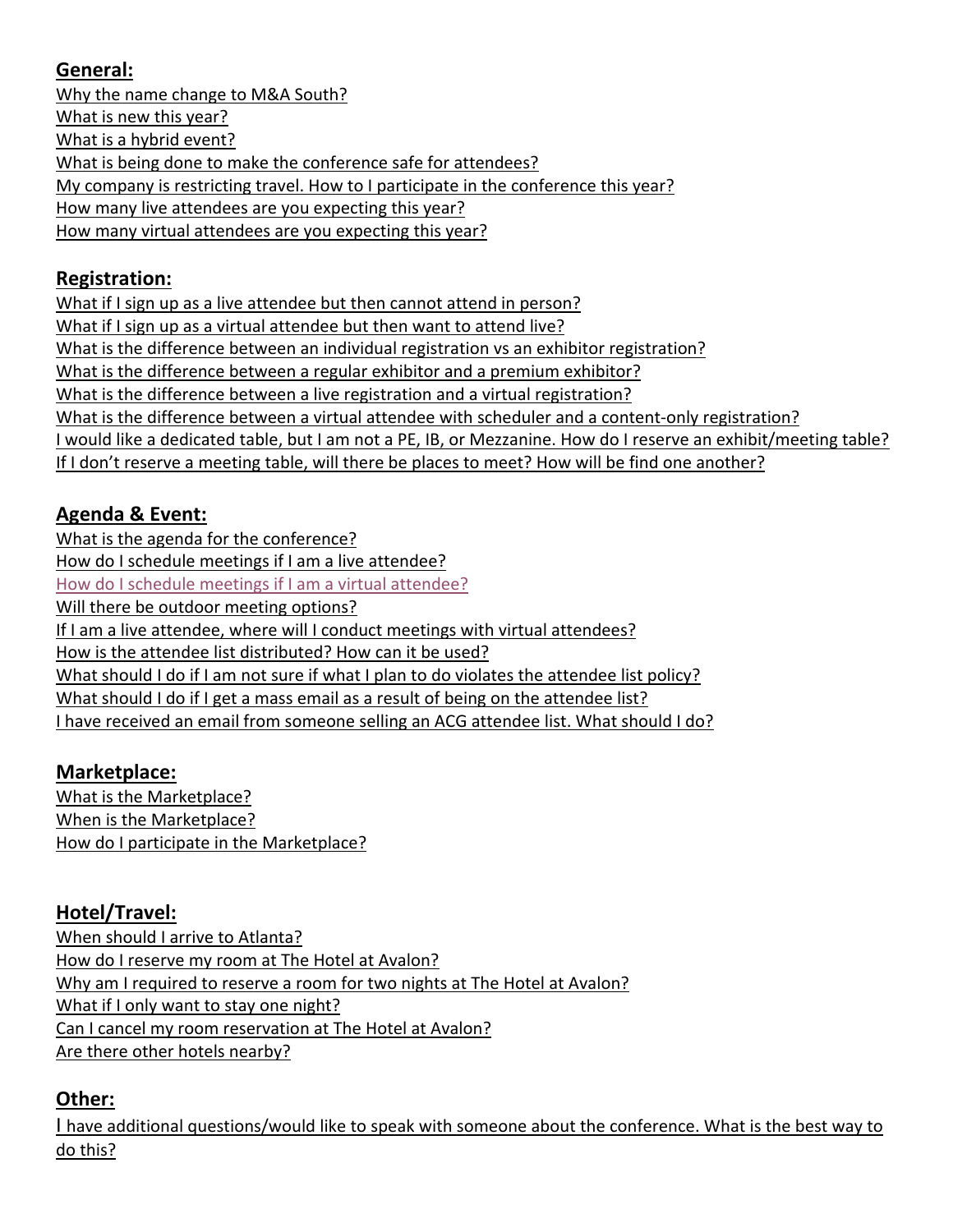## General:

Why the name change to M&A South?
What is new this year?
What is a hybrid event?
What is being done to make the conference safe for attendees?
My company is restricting travel. How to I participate in the conference this year?
How many live attendees are you expecting this year?
How many virtual attendees are you expecting this year?

## Registration:

What if I sign up as a live attendee but then cannot attend in person?
What if I sign up as a virtual attendee but then want to attend live?
What is the difference between an individual registration vs an exhibitor registration?
What is the difference between a regular exhibitor and a premium exhibitor?
What is the difference between a live registration and a virtual registration?
What is the difference between a virtual attendee with scheduler and a content-only registration?
I would like a dedicated table, but I am not a PE, IB, or Mezzanine. How do I reserve an exhibit/meeting table?
If I don't reserve a meeting table, will there be places to meet? How will be find one another?

## Agenda & Event:

What is the agenda for the conference?
How do I schedule meetings if I am a live attendee?
How do I schedule meetings if I am a virtual attendee?
Will there be outdoor meeting options?
If I am a live attendee, where will I conduct meetings with virtual attendees?
How is the attendee list distributed? How can it be used?
What should I do if I am not sure if what I plan to do violates the attendee list policy?
What should I do if I get a mass email as a result of being on the attendee list?
I have received an email from someone selling an ACG attendee list. What should I do?

## Marketplace:

What is the Marketplace?
When is the Marketplace?
How do I participate in the Marketplace?

## Hotel/Travel:

When should I arrive to Atlanta?
How do I reserve my room at The Hotel at Avalon?
Why am I required to reserve a room for two nights at The Hotel at Avalon?
What if I only want to stay one night?
Can I cancel my room reservation at The Hotel at Avalon?
Are there other hotels nearby?

## Other:

I have additional questions/would like to speak with someone about the conference. What is the best way to do this?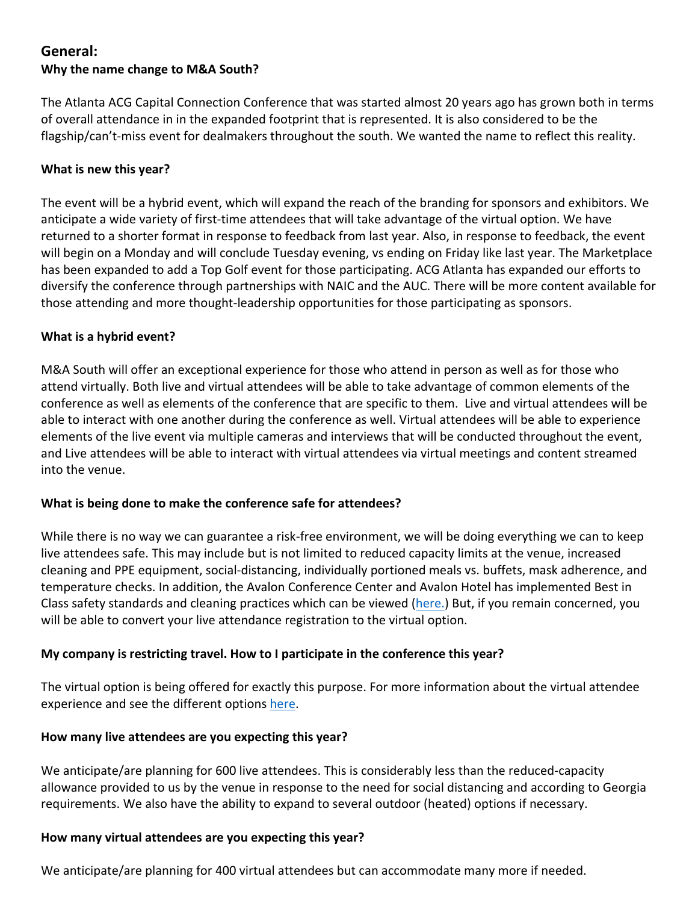## General:

### Why the name change to M&A South?

The Atlanta ACG Capital Connection Conference that was started almost 20 years ago has grown both in terms of overall attendance in in the expanded footprint that is represented. It is also considered to be the flagship/can't-miss event for dealmakers throughout the south. We wanted the name to reflect this reality.

### What is new this year?

The event will be a hybrid event, which will expand the reach of the branding for sponsors and exhibitors. We anticipate a wide variety of first-time attendees that will take advantage of the virtual option. We have returned to a shorter format in response to feedback from last year. Also, in response to feedback, the event will begin on a Monday and will conclude Tuesday evening, vs ending on Friday like last year. The Marketplace has been expanded to add a Top Golf event for those participating. ACG Atlanta has expanded our efforts to diversify the conference through partnerships with NAIC and the AUC. There will be more content available for those attending and more thought-leadership opportunities for those participating as sponsors.

### What is a hybrid event?

M&A South will offer an exceptional experience for those who attend in person as well as for those who attend virtually. Both live and virtual attendees will be able to take advantage of common elements of the conference as well as elements of the conference that are specific to them. Live and virtual attendees will be able to interact with one another during the conference as well. Virtual attendees will be able to experience elements of the live event via multiple cameras and interviews that will be conducted throughout the event, and Live attendees will be able to interact with virtual attendees via virtual meetings and content streamed into the venue.

### What is being done to make the conference safe for attendees?

While there is no way we can guarantee a risk-free environment, we will be doing everything we can to keep live attendees safe. This may include but is not limited to reduced capacity limits at the venue, increased cleaning and PPE equipment, social-distancing, individually portioned meals vs. buffets, mask adherence, and temperature checks. In addition, the Avalon Conference Center and Avalon Hotel has implemented Best in Class safety standards and cleaning practices which can be viewed (here.) But, if you remain concerned, you will be able to convert your live attendance registration to the virtual option.

### My company is restricting travel. How to I participate in the conference this year?

The virtual option is being offered for exactly this purpose. For more information about the virtual attendee experience and see the different options here.

### How many live attendees are you expecting this year?

We anticipate/are planning for 600 live attendees. This is considerably less than the reduced-capacity allowance provided to us by the venue in response to the need for social distancing and according to Georgia requirements. We also have the ability to expand to several outdoor (heated) options if necessary.

### How many virtual attendees are you expecting this year?

We anticipate/are planning for 400 virtual attendees but can accommodate many more if needed.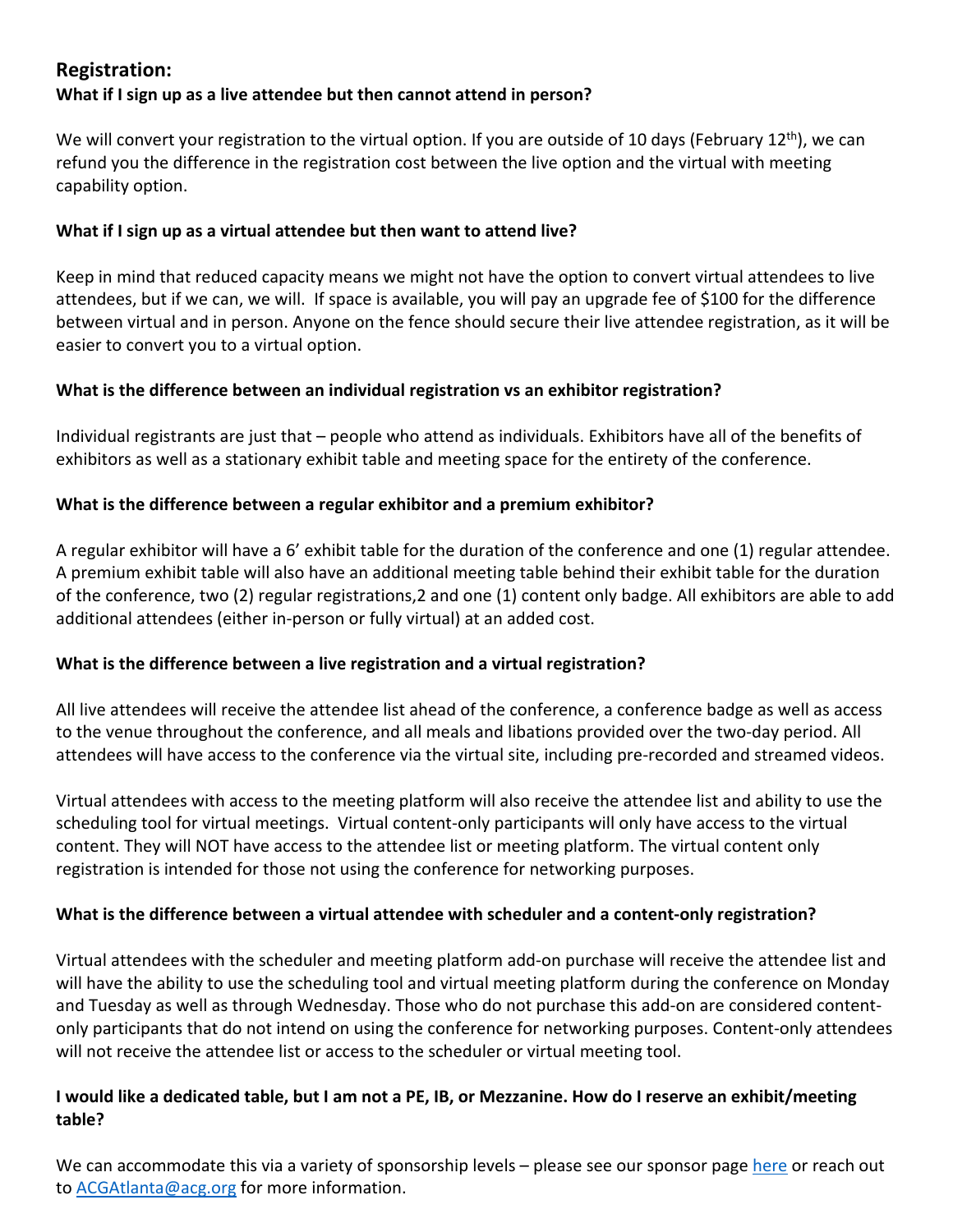## Registration:

**What if I sign up as a live attendee but then cannot attend in person?**

We will convert your registration to the virtual option. If you are outside of 10 days (February 12th), we can refund you the difference in the registration cost between the live option and the virtual with meeting capability option.

**What if I sign up as a virtual attendee but then want to attend live?**

Keep in mind that reduced capacity means we might not have the option to convert virtual attendees to live attendees, but if we can, we will. If space is available, you will pay an upgrade fee of $100 for the difference between virtual and in person. Anyone on the fence should secure their live attendee registration, as it will be easier to convert you to a virtual option.

**What is the difference between an individual registration vs an exhibitor registration?**

Individual registrants are just that – people who attend as individuals. Exhibitors have all of the benefits of exhibitors as well as a stationary exhibit table and meeting space for the entirety of the conference.

**What is the difference between a regular exhibitor and a premium exhibitor?**

A regular exhibitor will have a 6' exhibit table for the duration of the conference and one (1) regular attendee. A premium exhibit table will also have an additional meeting table behind their exhibit table for the duration of the conference, two (2) regular registrations,2 and one (1) content only badge. All exhibitors are able to add additional attendees (either in-person or fully virtual) at an added cost.

**What is the difference between a live registration and a virtual registration?**

All live attendees will receive the attendee list ahead of the conference, a conference badge as well as access to the venue throughout the conference, and all meals and libations provided over the two-day period. All attendees will have access to the conference via the virtual site, including pre-recorded and streamed videos.

Virtual attendees with access to the meeting platform will also receive the attendee list and ability to use the scheduling tool for virtual meetings. Virtual content-only participants will only have access to the virtual content. They will NOT have access to the attendee list or meeting platform. The virtual content only registration is intended for those not using the conference for networking purposes.

**What is the difference between a virtual attendee with scheduler and a content-only registration?**

Virtual attendees with the scheduler and meeting platform add-on purchase will receive the attendee list and will have the ability to use the scheduling tool and virtual meeting platform during the conference on Monday and Tuesday as well as through Wednesday. Those who do not purchase this add-on are considered content-only participants that do not intend on using the conference for networking purposes. Content-only attendees will not receive the attendee list or access to the scheduler or virtual meeting tool.

**I would like a dedicated table, but I am not a PE, IB, or Mezzanine. How do I reserve an exhibit/meeting table?**

We can accommodate this via a variety of sponsorship levels – please see our sponsor page here or reach out to ACGAtlanta@acg.org for more information.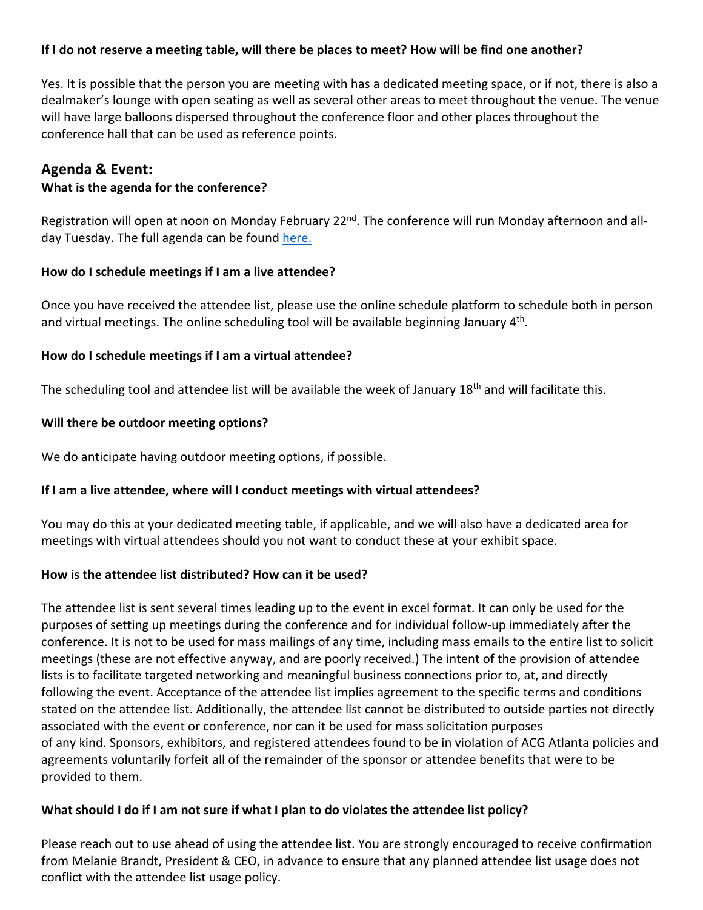**If I do not reserve a meeting table, will there be places to meet? How will be find one another?**

Yes. It is possible that the person you are meeting with has a dedicated meeting space, or if not, there is also a dealmaker's lounge with open seating as well as several other areas to meet throughout the venue. The venue will have large balloons dispersed throughout the conference floor and other places throughout the conference hall that can be used as reference points.

## Agenda & Event:

**What is the agenda for the conference?**

Registration will open at noon on Monday February 22nd. The conference will run Monday afternoon and all-day Tuesday. The full agenda can be found [here.]()

**How do I schedule meetings if I am a live attendee?**

Once you have received the attendee list, please use the online schedule platform to schedule both in person and virtual meetings. The online scheduling tool will be available beginning January 4th.

**How do I schedule meetings if I am a virtual attendee?**

The scheduling tool and attendee list will be available the week of January 18th and will facilitate this.

**Will there be outdoor meeting options?**

We do anticipate having outdoor meeting options, if possible.

**If I am a live attendee, where will I conduct meetings with virtual attendees?**

You may do this at your dedicated meeting table, if applicable, and we will also have a dedicated area for meetings with virtual attendees should you not want to conduct these at your exhibit space.

**How is the attendee list distributed? How can it be used?**

The attendee list is sent several times leading up to the event in excel format. It can only be used for the purposes of setting up meetings during the conference and for individual follow-up immediately after the conference. It is not to be used for mass mailings of any time, including mass emails to the entire list to solicit meetings (these are not effective anyway, and are poorly received.) The intent of the provision of attendee lists is to facilitate targeted networking and meaningful business connections prior to, at, and directly following the event. Acceptance of the attendee list implies agreement to the specific terms and conditions stated on the attendee list. Additionally, the attendee list cannot be distributed to outside parties not directly associated with the event or conference, nor can it be used for mass solicitation purposes of any kind. Sponsors, exhibitors, and registered attendees found to be in violation of ACG Atlanta policies and agreements voluntarily forfeit all of the remainder of the sponsor or attendee benefits that were to be provided to them.

**What should I do if I am not sure if what I plan to do violates the attendee list policy?**

Please reach out to use ahead of using the attendee list. You are strongly encouraged to receive confirmation from Melanie Brandt, President & CEO, in advance to ensure that any planned attendee list usage does not conflict with the attendee list usage policy.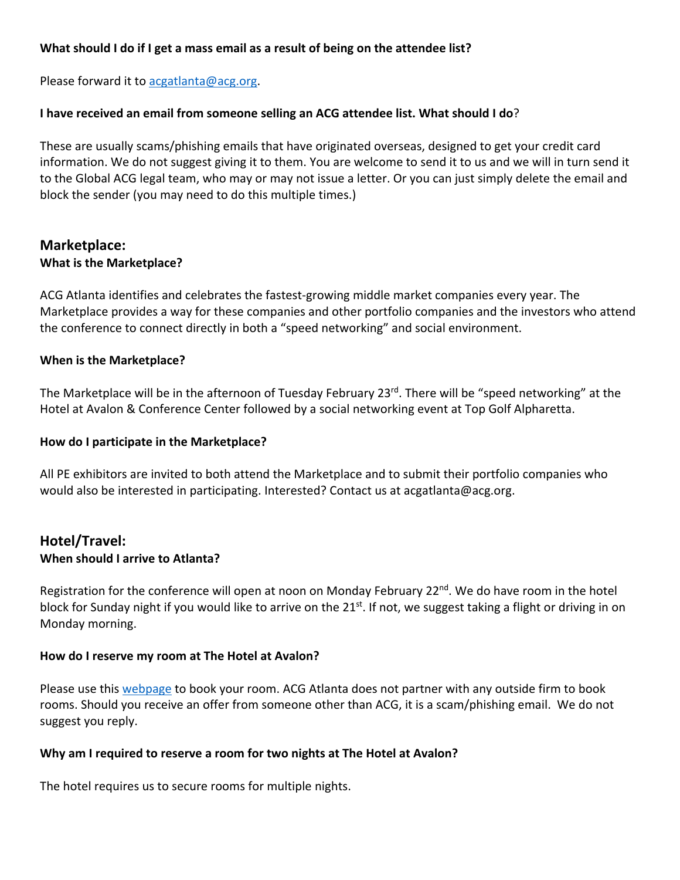**What should I do if I get a mass email as a result of being on the attendee list?**

Please forward it to [acgatlanta@acg.org](mailto:acgatlanta@acg.org).

**I have received an email from someone selling an ACG attendee list. What should I do**?

These are usually scams/phishing emails that have originated overseas, designed to get your credit card information. We do not suggest giving it to them. You are welcome to send it to us and we will in turn send it to the Global ACG legal team, who may or may not issue a letter. Or you can just simply delete the email and block the sender (you may need to do this multiple times.)

## Marketplace:

**What is the Marketplace?**

ACG Atlanta identifies and celebrates the fastest-growing middle market companies every year. The Marketplace provides a way for these companies and other portfolio companies and the investors who attend the conference to connect directly in both a "speed networking" and social environment.

**When is the Marketplace?**

The Marketplace will be in the afternoon of Tuesday February 23rd. There will be "speed networking" at the Hotel at Avalon & Conference Center followed by a social networking event at Top Golf Alpharetta.

**How do I participate in the Marketplace?**

All PE exhibitors are invited to both attend the Marketplace and to submit their portfolio companies who would also be interested in participating. Interested? Contact us at acgatlanta@acg.org.

## Hotel/Travel:

**When should I arrive to Atlanta?**

Registration for the conference will open at noon on Monday February 22nd. We do have room in the hotel block for Sunday night if you would like to arrive on the 21st. If not, we suggest taking a flight or driving in on Monday morning.

**How do I reserve my room at The Hotel at Avalon?**

Please use this webpage to book your room. ACG Atlanta does not partner with any outside firm to book rooms. Should you receive an offer from someone other than ACG, it is a scam/phishing email. We do not suggest you reply.

**Why am I required to reserve a room for two nights at The Hotel at Avalon?**

The hotel requires us to secure rooms for multiple nights.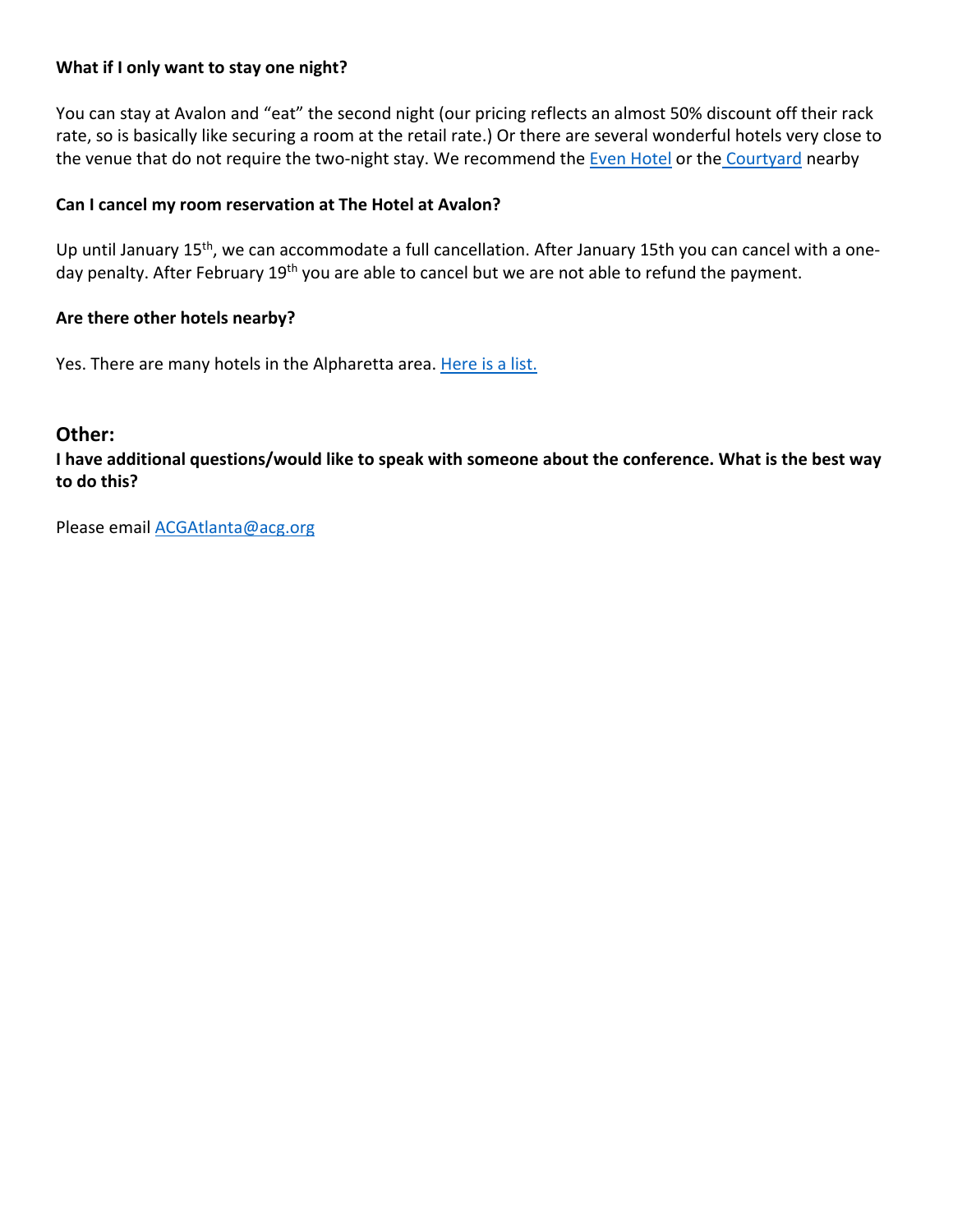**What if I only want to stay one night?**

You can stay at Avalon and "eat" the second night (our pricing reflects an almost 50% discount off their rack rate, so is basically like securing a room at the retail rate.) Or there are several wonderful hotels very close to the venue that do not require the two-night stay. We recommend the Even Hotel or the Courtyard nearby

**Can I cancel my room reservation at The Hotel at Avalon?**

Up until January 15th, we can accommodate a full cancellation. After January 15th you can cancel with a one-day penalty. After February 19th you are able to cancel but we are not able to refund the payment.

**Are there other hotels nearby?**

Yes. There are many hotels in the Alpharetta area. Here is a list.

## Other:

**I have additional questions/would like to speak with someone about the conference. What is the best way to do this?**

Please email ACGAtlanta@acg.org